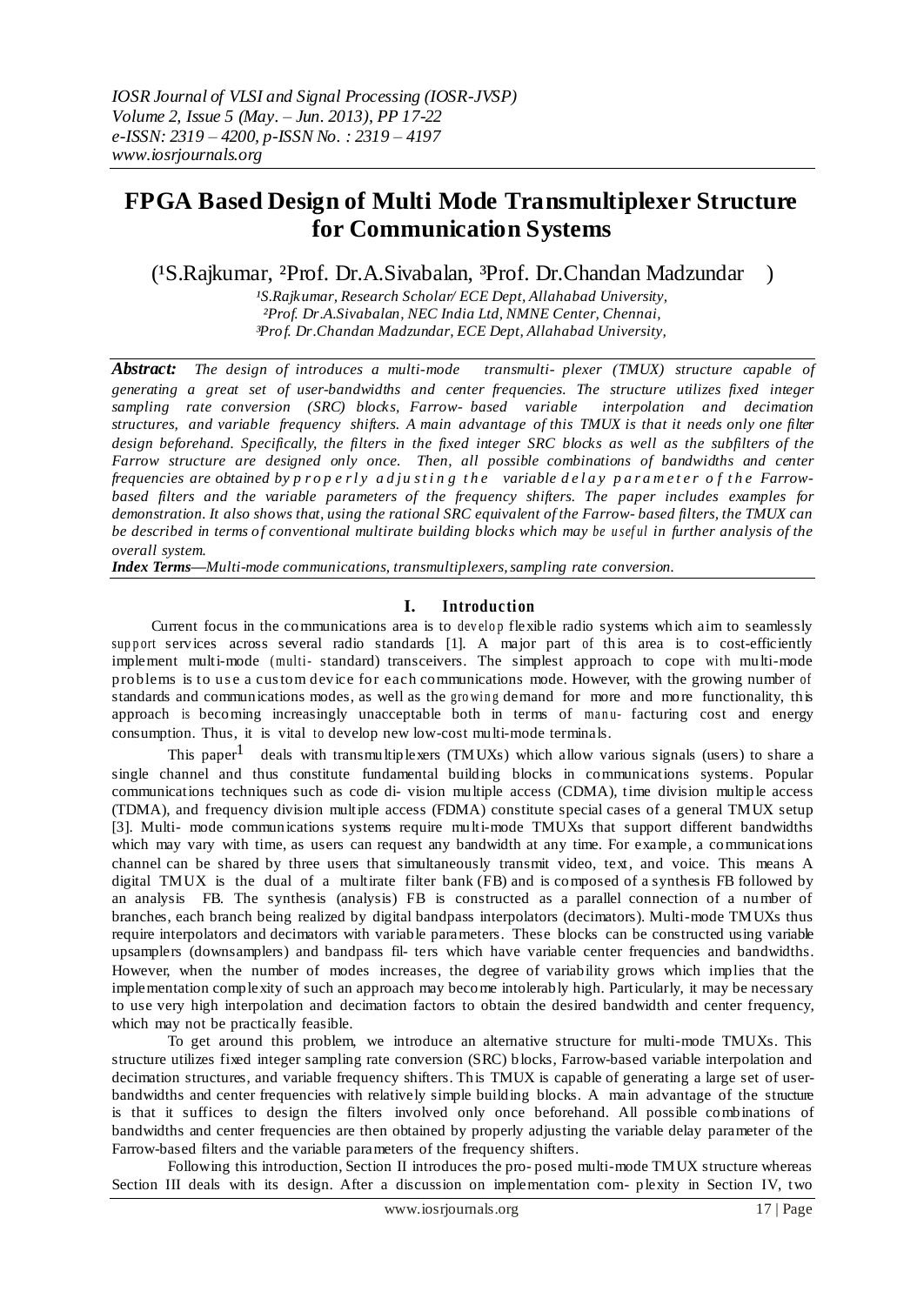# FPGA Based Design of Multi Mode Transmultiplexer Structure for Communication Systems

([1]S.Rajkumar, [2]Prof. Dr.A.Sivabalan, [3]Prof. Dr.Chandan Madzundar )

*[1]S.Rajkumar, Research Scholar/ ECE Dept, Allahabad University,*
*[2]Prof. Dr.A.Sivabalan, NEC India Ltd, NMNE Center, Chennai,*
*[3]Prof. Dr.Chandan Madzundar, ECE Dept, Allahabad University,*

***Abstract:*** *The design of introduces a multi-mode transmulti- plexer (TMUX) structure capable of generating a great set of user-bandwidths and center frequencies. The structure utilizes fixed integer sampling rate conversion (SRC) blocks, Farrow- based variable interpolation and decimation structures, and variable frequency shifters. A main advantage of this TMUX is that it needs only one filter design beforehand. Specifically, the filters in the fixed integer SRC blocks as well as the subfilters of the Farrow structure are designed only once. Then, all possible combinations of bandwidths and center frequencies are obtained by properly adjusting the variable delay parameter of the Farrow-based filters and the variable parameters of the frequency shifters. The paper includes examples for demonstration. It also shows that, using the rational SRC equivalent of the Farrow- based filters, the TMUX can be described in terms of conventional multirate building blocks which may be useful in further analysis of the overall system.*

***Index Terms—****Multi-mode communications, transmultiplexers, sampling rate conversion.*

## I. Introduction

Current focus in the communications area is to develop flexible radio systems which aim to seamlessly support services across several radio standards [1]. A major part of this area is to cost-efficiently implement multi-mode (multi- standard) transceivers. The simplest approach to cope with multi-mode problems is to use a custom device for each communications mode. However, with the growing number of standards and communications modes, as well as the growing demand for more and more functionality, this approach is becoming increasingly unacceptable both in terms of manu- facturing cost and energy consumption. Thus, it is vital to develop new low-cost multi-mode terminals.

This paper[1] deals with transmultiplexers (TMUXs) which allow various signals (users) to share a single channel and thus constitute fundamental building blocks in communications systems. Popular communications techniques such as code di- vision multiple access (CDMA), time division multiple access (TDMA), and frequency division multiple access (FDMA) constitute special cases of a general TMUX setup [3]. Multi- mode communications systems require multi-mode TMUXs that support different bandwidths which may vary with time, as users can request any bandwidth at any time. For example, a communications channel can be shared by three users that simultaneously transmit video, text, and voice. This means A digital TMUX is the dual of a multirate filter bank (FB) and is composed of a synthesis FB followed by an analysis FB. The synthesis (analysis) FB is constructed as a parallel connection of a number of branches, each branch being realized by digital bandpass interpolators (decimators). Multi-mode TMUXs thus require interpolators and decimators with variable parameters. These blocks can be constructed using variable upsamplers (downsamplers) and bandpass fil- ters which have variable center frequencies and bandwidths. However, when the number of modes increases, the degree of variability grows which implies that the implementation complexity of such an approach may become intolerably high. Particularly, it may be necessary to use very high interpolation and decimation factors to obtain the desired bandwidth and center frequency, which may not be practically feasible.

To get around this problem, we introduce an alternative structure for multi-mode TMUXs. This structure utilizes fixed integer sampling rate conversion (SRC) blocks, Farrow-based variable interpolation and decimation structures, and variable frequency shifters. This TMUX is capable of generating a large set of user-bandwidths and center frequencies with relatively simple building blocks. A main advantage of the structure is that it suffices to design the filters involved only once beforehand. All possible combinations of bandwidths and center frequencies are then obtained by properly adjusting the variable delay parameter of the Farrow-based filters and the variable parameters of the frequency shifters.

Following this introduction, Section II introduces the pro- posed multi-mode TMUX structure whereas Section III deals with its design. After a discussion on implementation com- plexity in Section IV, two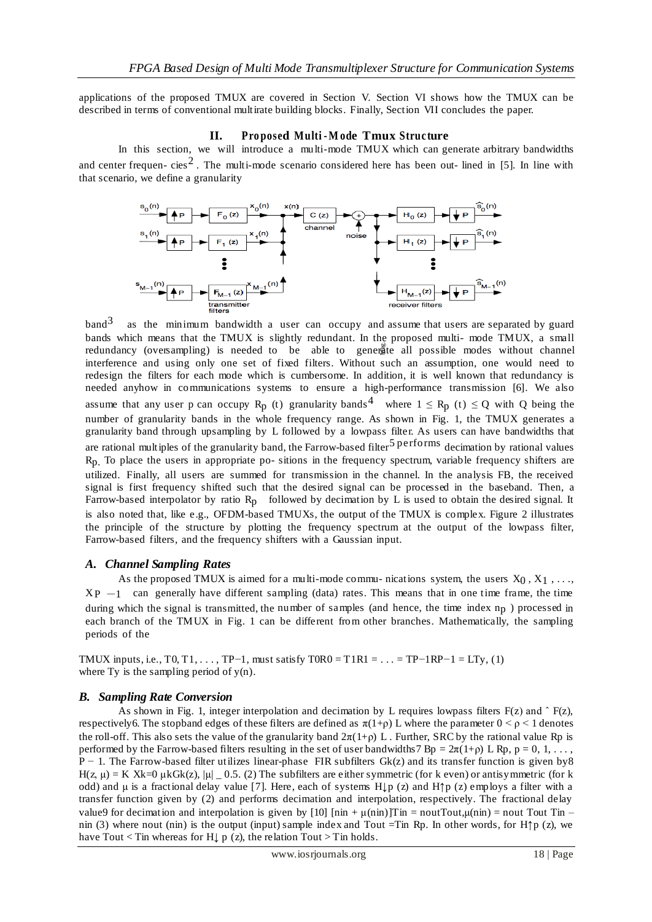applications of the proposed TMUX are covered in Section V. Section VI shows how the TMUX can be described in terms of conventional multirate building blocks. Finally, Section VII concludes the paper.

## II. Proposed Multi-Mode Tmux Structure

In this section, we will introduce a multi-mode TMUX which can generate arbitrary bandwidths and center frequen- cies[2]. The multi-mode scenario considered here has been out- lined in [5]. In line with that scenario, we define a granularity

band[3] as the minimum bandwidth a user can occupy and assume that users are separated by guard bands which means that the TMUX is slightly redundant. In the proposed multi- mode TMUX, a small redundancy (oversampling) is needed to be able to generate all possible modes without channel interference and using only one set of fixed filters. Without such an assumption, one would need to redesign the filters for each mode which is cumbersome. In addition, it is well known that redundancy is needed anyhow in communications systems to ensure a high-performance transmission [6]. We also assume that any user p can occupy $R_p$ (t) granularity bands[4] where $1 \leq R_p(t) \leq Q$ with Q being the number of granularity bands in the whole frequency range. As shown in Fig. 1, the TMUX generates a granularity band through upsampling by L followed by a lowpass filter. As users can have bandwidths that are rational multiples of the granularity band, the Farrow-based filter[5] performs decimation by rational values $R_p$. To place the users in appropriate po- sitions in the frequency spectrum, variable frequency shifters are utilized. Finally, all users are summed for transmission in the channel. In the analysis FB, the received signal is first frequency shifted such that the desired signal can be processed in the baseband. Then, a Farrow-based interpolator by ratio $R_p$ followed by decimation by L is used to obtain the desired signal. It is also noted that, like e.g., OFDM-based TMUXs, the output of the TMUX is complex. Figure 2 illustrates the principle of the structure by plotting the frequency spectrum at the output of the lowpass filter, Farrow-based filters, and the frequency shifters with a Gaussian input.

### A. Channel Sampling Rates

As the proposed TMUX is aimed for a multi-mode commu- nications system, the users $X_0, X_1, \ldots, X_{P-1}$ can generally have different sampling (data) rates. This means that in one time frame, the time during which the signal is transmitted, the number of samples (and hence, the time index $n_p$) processed in each branch of the TMUX in Fig. 1 can be different from other branches. Mathematically, the sampling periods of the

TMUX inputs, i.e., $T_0, T_1, \ldots, T_{P-1}$, must satisfy $T_0R_0 = T_1R_1 = \ldots = T_{P-1}R_{P-1} = LT_y$, (1)
where $T_y$ is the sampling period of y(n).

### B. Sampling Rate Conversion

As shown in Fig. 1, integer interpolation and decimation by L requires lowpass filters F(z) and $\hat{F}(z)$, respectively6. The stopband edges of these filters are defined as $\pi(1+\rho)$ L where the parameter $0 < \rho < 1$ denotes the roll-off. This also sets the value of the granularity band $2\pi(1+\rho)$ L . Further, SRC by the rational value Rp is performed by the Farrow-based filters resulting in the set of user bandwidths7 $B_p = 2\pi(1+\rho)$ L Rp, p = 0, 1, . . . , P − 1. The Farrow-based filter utilizes linear-phase FIR subfilters $G_k(z)$ and its transfer function is given by8 $H(z, \mu) = \sum_{k=0}^{K} \mu^k G_k(z)$, $|\mu| \leq 0.5$. (2) The subfilters are either symmetric (for k even) or antisymmetric (for k odd) and µ is a fractional delay value [7]. Here, each of systems $H_{\downarrow p}(z)$ and $H_{\uparrow p}(z)$ employs a filter with a transfer function given by (2) and performs decimation and interpolation, respectively. The fractional delay value9 for decimation and interpolation is given by [10] $[n_{in} + \mu(n_{in})]T_{in} = n_{out}T_{out}, \mu(n_{in}) = n_{out} T_{out} T_{in} - n_{in}$ (3) where $n_{out}$ ($n_{in}$) is the output (input) sample index and $T_{out} = T_{in} R_p$. In other words, for $H_{\uparrow p}(z)$, we have $T_{out} < T_{in}$ whereas for $H_{\downarrow p}(z)$, the relation $T_{out} > T_{in}$ holds.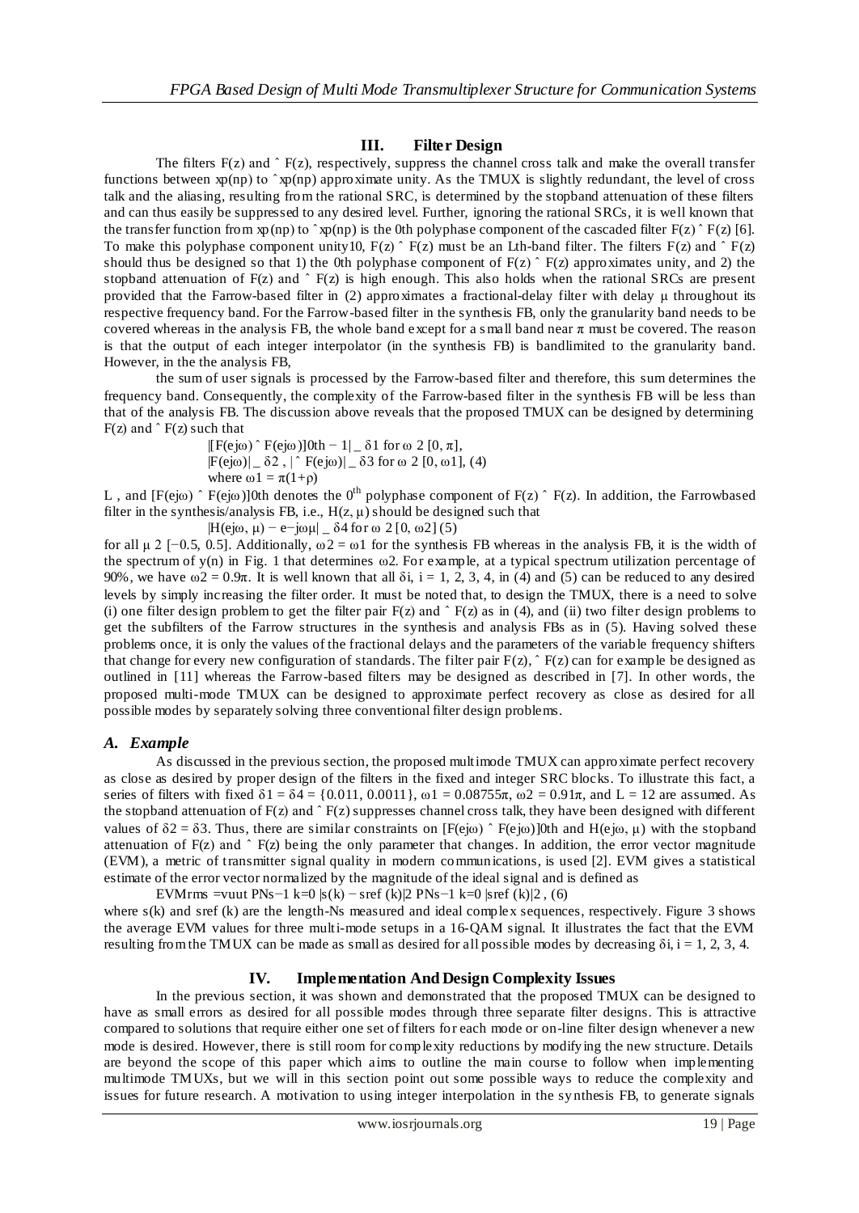## III. Filter Design

The filters $F(z)$ and $\hat{F}(z)$, respectively, suppress the channel cross talk and make the overall transfer functions between $x_p(n_p)$ to $\hat{x}_p(n_p)$ approximate unity. As the TMUX is slightly redundant, the level of cross talk and the aliasing, resulting from the rational SRC, is determined by the stopband attenuation of these filters and can thus easily be suppressed to any desired level. Further, ignoring the rational SRCs, it is well known that the transfer function from $x_p(n_p)$ to $\hat{x}_p(n_p)$ is the 0th polyphase component of the cascaded filter $F(z)\hat{F}(z)$ [6]. To make this polyphase component unity10, $F(z)\hat{F}(z)$ must be an Lth-band filter. The filters $F(z)$ and $\hat{F}(z)$ should thus be designed so that 1) the 0th polyphase component of $F(z)\hat{F}(z)$ approximates unity, and 2) the stopband attenuation of $F(z)$ and $\hat{F}(z)$ is high enough. This also holds when the rational SRCs are present provided that the Farrow-based filter in (2) approximates a fractional-delay filter with delay $\mu$ throughout its respective frequency band. For the Farrow-based filter in the synthesis FB, only the granularity band needs to be covered whereas in the analysis FB, the whole band except for a small band near $\pi$ must be covered. The reason is that the output of each integer interpolator (in the synthesis FB) is bandlimited to the granularity band. However, in the the analysis FB,

the sum of user signals is processed by the Farrow-based filter and therefore, this sum determines the frequency band. Consequently, the complexity of the Farrow-based filter in the synthesis FB will be less than that of the analysis FB. The discussion above reveals that the proposed TMUX can be designed by determining $F(z)$ and $\hat{F}(z)$ such that

$$|[F(e^{j\omega})\hat{F}(e^{j\omega})]_{0th} - 1| \leq \delta_1 \text{ for } \omega \in [0, \pi],$$
$$|F(e^{j\omega})| \leq \delta_2,\ |\hat{F}(e^{j\omega})| \leq \delta_3 \text{ for } \omega \in [0, \omega_1], \quad (4)$$
$$\text{where } \omega_1 = \pi(1+\rho)$$

L , and $[F(e^{j\omega})\hat{F}(e^{j\omega})]_{0th}$ denotes the $0^{th}$ polyphase component of $F(z)\hat{F}(z)$. In addition, the Farrowbased filter in the synthesis/analysis FB, i.e., $H(z, \mu)$ should be designed such that

$$|H(e^{j\omega}, \mu) - e^{-j\omega\mu}| \leq \delta_4 \text{ for } \omega \in [0, \omega_2] \quad (5)$$

for all $\mu \in [-0.5, 0.5]$. Additionally, $\omega_2 = \omega_1$ for the synthesis FB whereas in the analysis FB, it is the width of the spectrum of $y(n)$ in Fig. 1 that determines $\omega_2$. For example, at a typical spectrum utilization percentage of 90%, we have $\omega_2 = 0.9\pi$. It is well known that all $\delta_i$, $i = 1, 2, 3, 4$, in (4) and (5) can be reduced to any desired levels by simply increasing the filter order. It must be noted that, to design the TMUX, there is a need to solve (i) one filter design problem to get the filter pair $F(z)$ and $\hat{F}(z)$ as in (4), and (ii) two filter design problems to get the subfilters of the Farrow structures in the synthesis and analysis FBs as in (5). Having solved these problems once, it is only the values of the fractional delays and the parameters of the variable frequency shifters that change for every new configuration of standards. The filter pair $F(z)$, $\hat{F}(z)$ can for example be designed as outlined in [11] whereas the Farrow-based filters may be designed as described in [7]. In other words, the proposed multi-mode TMUX can be designed to approximate perfect recovery as close as desired for all possible modes by separately solving three conventional filter design problems.

### *A. Example*

As discussed in the previous section, the proposed multimode TMUX can approximate perfect recovery as close as desired by proper design of the filters in the fixed and integer SRC blocks. To illustrate this fact, a series of filters with fixed $\delta_1 = \delta_4 = \{0.011, 0.0011\}$, $\omega_1 = 0.08755\pi$, $\omega_2 = 0.91\pi$, and $L = 12$ are assumed. As the stopband attenuation of $F(z)$ and $\hat{F}(z)$ suppresses channel cross talk, they have been designed with different values of $\delta_2 = \delta_3$. Thus, there are similar constraints on $[F(e^{j\omega})\hat{F}(e^{j\omega})]_{0th}$ and $H(e^{j\omega}, \mu)$ with the stopband attenuation of $F(z)$ and $\hat{F}(z)$ being the only parameter that changes. In addition, the error vector magnitude (EVM), a metric of transmitter signal quality in modern communications, is used [2]. EVM gives a statistical estimate of the error vector normalized by the magnitude of the ideal signal and is defined as

$$EVM_{rms} = \sqrt{\frac{\sum_{k=0}^{N_s-1} |s(k) - s_{ref}(k)|^2}{\sum_{k=0}^{N_s-1} |s_{ref}(k)|^2}}, \quad (6)$$

where $s(k)$ and $s_{ref}(k)$ are the length-$N_s$ measured and ideal complex sequences, respectively. Figure 3 shows the average EVM values for three multi-mode setups in a 16-QAM signal. It illustrates the fact that the EVM resulting from the TMUX can be made as small as desired for all possible modes by decreasing $\delta_i$, $i = 1, 2, 3, 4$.

## IV. Implementation And Design Complexity Issues

In the previous section, it was shown and demonstrated that the proposed TMUX can be designed to have as small errors as desired for all possible modes through three separate filter designs. This is attractive compared to solutions that require either one set of filters for each mode or on-line filter design whenever a new mode is desired. However, there is still room for complexity reductions by modifying the new structure. Details are beyond the scope of this paper which aims to outline the main course to follow when implementing multimode TMUXs, but we will in this section point out some possible ways to reduce the complexity and issues for future research. A motivation to using integer interpolation in the synthesis FB, to generate signals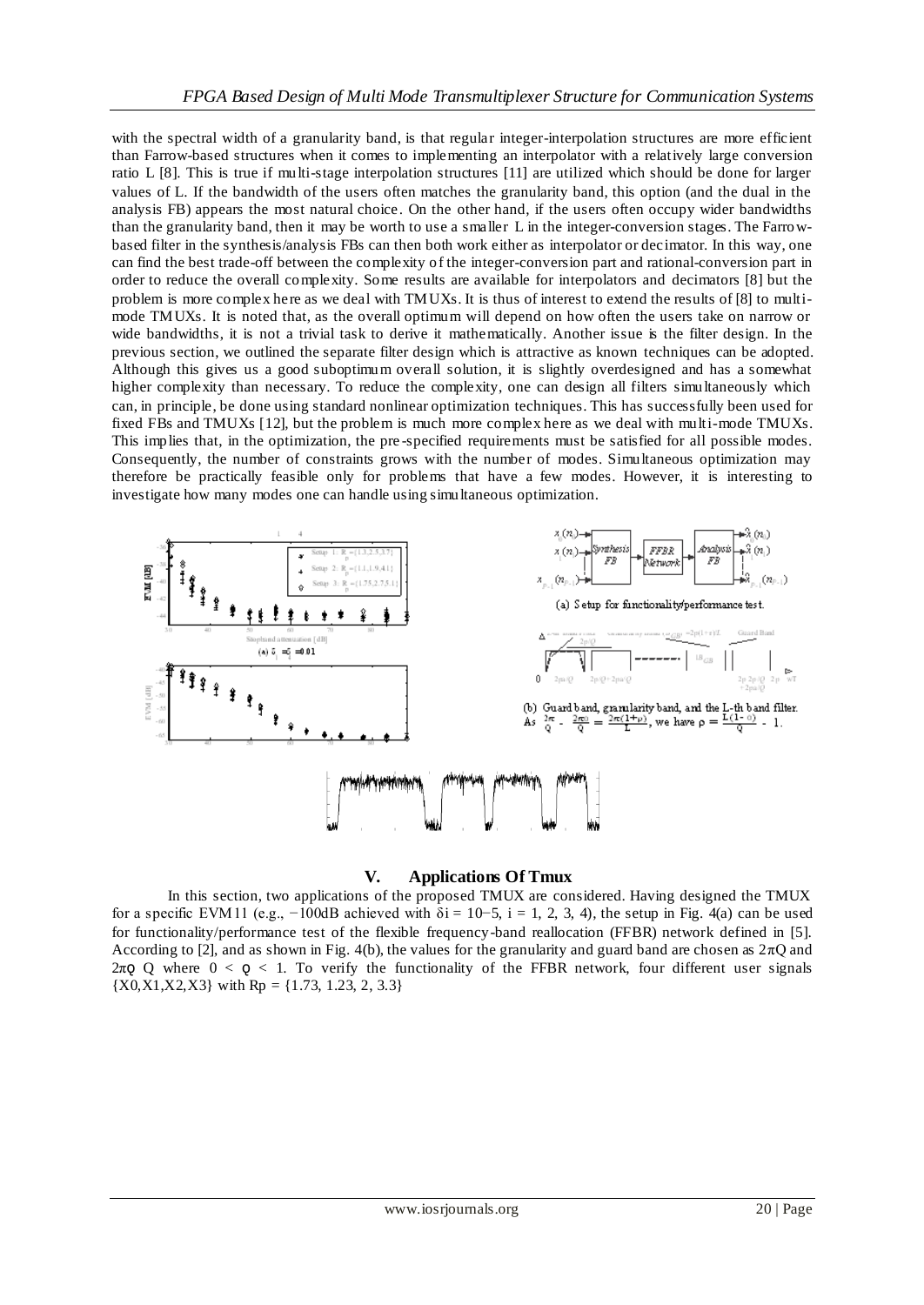with the spectral width of a granularity band, is that regular integer-interpolation structures are more efficient than Farrow-based structures when it comes to implementing an interpolator with a relatively large conversion ratio L [8]. This is true if multi-stage interpolation structures [11] are utilized which should be done for larger values of L. If the bandwidth of the users often matches the granularity band, this option (and the dual in the analysis FB) appears the most natural choice. On the other hand, if the users often occupy wider bandwidths than the granularity band, then it may be worth to use a smaller L in the integer-conversion stages. The Farrow-based filter in the synthesis/analysis FBs can then both work either as interpolator or decimator. In this way, one can find the best trade-off between the complexity of the integer-conversion part and rational-conversion part in order to reduce the overall complexity. Some results are available for interpolators and decimators [8] but the problem is more complex here as we deal with TMUXs. It is thus of interest to extend the results of [8] to multi-mode TMUXs. It is noted that, as the overall optimum will depend on how often the users take on narrow or wide bandwidths, it is not a trivial task to derive it mathematically. Another issue is the filter design. In the previous section, we outlined the separate filter design which is attractive as known techniques can be adopted. Although this gives us a good suboptimum overall solution, it is slightly overdesigned and has a somewhat higher complexity than necessary. To reduce the complexity, one can design all filters simultaneously which can, in principle, be done using standard nonlinear optimization techniques. This has successfully been used for fixed FBs and TMUXs [12], but the problem is much more complex here as we deal with multi-mode TMUXs. This implies that, in the optimization, the pre-specified requirements must be satisfied for all possible modes. Consequently, the number of constraints grows with the number of modes. Simultaneous optimization may therefore be practically feasible only for problems that have a few modes. However, it is interesting to investigate how many modes one can handle using simultaneous optimization.

(a) Setup for functionality/performance test.

(b) Guard band, granularity band, and the L-th band filter. As $\frac{2\pi}{Q} - \frac{2\pi\rho}{Q} = \frac{2\pi(1+\rho)}{L}$, we have $\rho = \frac{L(1-\rho)}{Q} - 1$.

## V. Applications Of Tmux

In this section, two applications of the proposed TMUX are considered. Having designed the TMUX for a specific EVM11 (e.g., −100dB achieved with $\delta_i = 10^{-5}$, $i = 1, 2, 3, 4$), the setup in Fig. 4(a) can be used for functionality/performance test of the flexible frequency-band reallocation (FFBR) network defined in [5]. According to [2], and as shown in Fig. 4(b), the values for the granularity and guard band are chosen as $2\pi Q$ and $2\pi\rho Q$ where $0 < \rho < 1$. To verify the functionality of the FFBR network, four different user signals $\{X0, X1, X2, X3\}$ with $R_p = \{1.73, 1.23, 2, 3.3\}$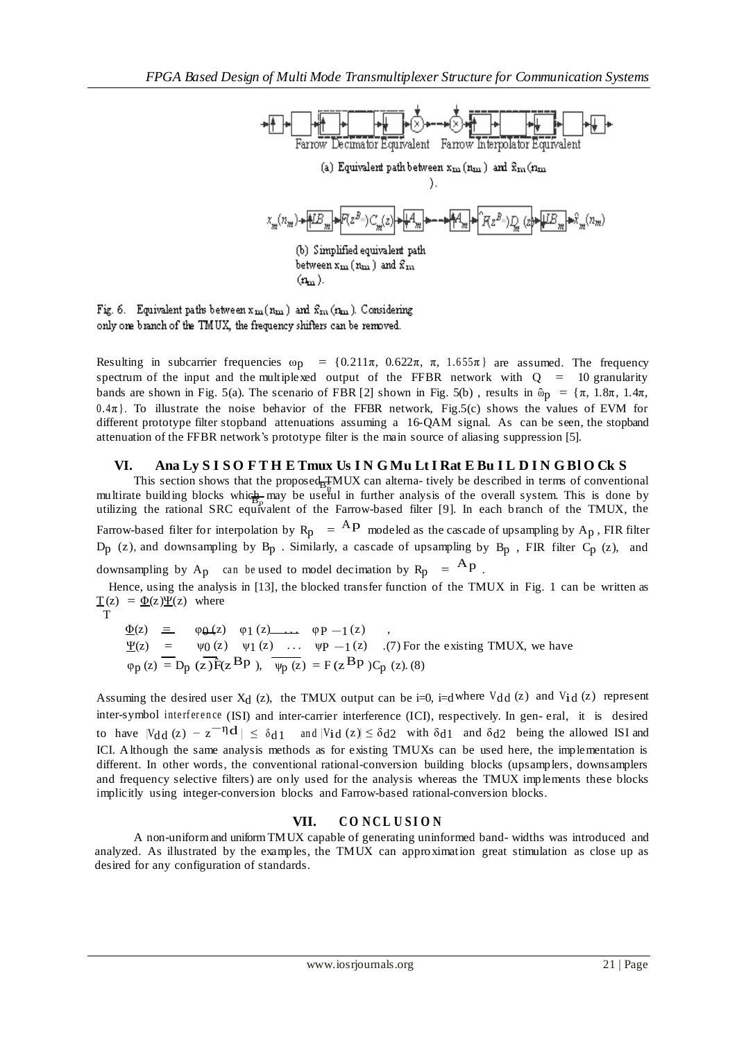(a) Equivalent path between $x_m(n_m)$ and $\hat{x}_m(n_m)$.

(b) Simplified equivalent path between $x_m(n_m)$ and $\hat{x}_m(n_m)$.

Fig. 6. Equivalent paths between $x_m(n_m)$ and $\hat{x}_m(n_m)$. Considering only one branch of the TMUX, the frequency shifters can be removed.

Resulting in subcarrier frequencies $\omega_p = \{0.211\pi, 0.622\pi, \pi, 1.655\pi\}$ are assumed. The frequency spectrum of the input and the multiplexed output of the FFBR network with $Q = 10$ granularity bands are shown in Fig. 5(a). The scenario of FBR [2] shown in Fig. 5(b), results in $\hat{\omega}_p = \{\pi, 1.8\pi, 1.4\pi, 0.4\pi\}$. To illustrate the noise behavior of the FFBR network, Fig.5(c) shows the values of EVM for different prototype filter stopband attenuations assuming a 16-QAM signal. As can be seen, the stopband attenuation of the FFBR network's prototype filter is the main source of aliasing suppression [5].

## VI. Analysis Of The Tmux Using Multirate Building Blocks

This section shows that the proposed TMUX can alterna- tively be described in terms of conventional multirate building blocks which may be useful in further analysis of the overall system. This is done by utilizing the rational SRC equivalent of the Farrow-based filter [9]. In each branch of the TMUX, the Farrow-based filter for interpolation by $R_p = \frac{A_p}{B_p}$ modeled as the cascade of upsampling by $A_p$, FIR filter $D_p(z)$, and downsampling by $B_p$. Similarly, a cascade of upsampling by $B_p$, FIR filter $C_p(z)$, and downsampling by $A_p$ can be used to model decimation by $R_p = A_p$.

Hence, using the analysis in [13], the blocked transfer function of the TMUX in Fig. 1 can be written as $\underline{T}(z) = \underline{\Phi}(z)\underline{\Psi}(z)$ where

$$\underline{\Phi}(z) = \begin{bmatrix} \varphi_0(z) & \varphi_1(z) & \dots & \varphi_{P-1}(z) \end{bmatrix}^T,$$

$$\underline{\Psi}(z) = \begin{bmatrix} \psi_0(z) & \psi_1(z) & \dots & \psi_{P-1}(z) \end{bmatrix} \quad (7)$$

For the existing TMUX, we have

$$\varphi_p(z) = D_p(z)\hat{F}(z^{B_p}), \quad \psi_p(z) = F(z^{B_p})C_p(z). \quad (8)$$

Assuming the desired user $X_d(z)$, the TMUX output can be i=0, i=d where $V_{dd}(z)$ and $V_{id}(z)$ represent inter-symbol interference (ISI) and inter-carrier interference (ICI), respectively. In gen- eral, it is desired to have $|V_{dd}(z) - z^{-\eta_d}| \leq \delta_{d1}$ and $|V_{id}(z)| \leq \delta_{d2}$ with $\delta_{d1}$ and $\delta_{d2}$ being the allowed ISI and ICI. Although the same analysis methods as for existing TMUXs can be used here, the implementation is different. In other words, the conventional rational-conversion building blocks (upsamplers, downsamplers and frequency selective filters) are only used for the analysis whereas the TMUX implements these blocks implicitly using integer-conversion blocks and Farrow-based rational-conversion blocks.

## VII. CONCLUSION

A non-uniform and uniform TMUX capable of generating uninformed band- widths was introduced and analyzed. As illustrated by the examples, the TMUX can approximation great stimulation as close up as desired for any configuration of standards.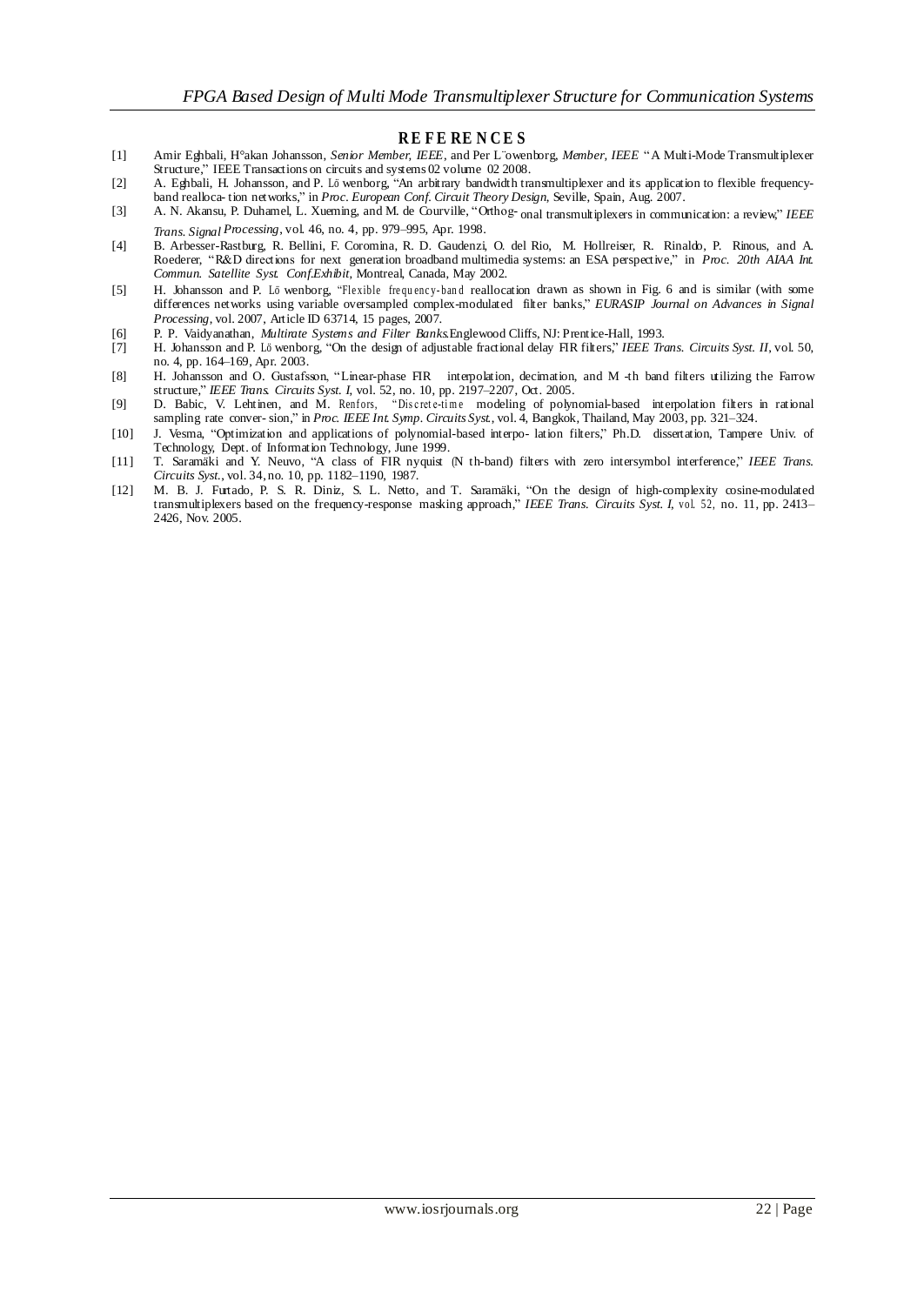## REFERENCES

[1] Amir Eghbali, H°akan Johansson, *Senior Member, IEEE*, and Per L¨owenborg, *Member, IEEE* "A Multi-Mode Transmultiplexer Structure," IEEE Transactions on circuits and systems 02 volume 02 2008.

[2] A. Eghbali, H. Johansson, and P. Lö wenborg, "An arbitrary bandwidth transmultiplexer and its application to flexible frequency-band realloca- tion networks," in *Proc. European Conf. Circuit Theory Design*, Seville, Spain, Aug. 2007.

[3] A. N. Akansu, P. Duhamel, L. Xueming, and M. de Courville, "Orthog- onal transmultiplexers in communication: a review," *IEEE Trans. Signal Processing*, vol. 46, no. 4, pp. 979–995, Apr. 1998.

[4] B. Arbesser-Rastburg, R. Bellini, F. Coromina, R. D. Gaudenzi, O. del Rio, M. Hollreiser, R. Rinaldo, P. Rinous, and A. Roederer, "R&D directions for next generation broadband multimedia systems: an ESA perspective," in *Proc. 20th AIAA Int. Commun. Satellite Syst. Conf.Exhibit*, Montreal, Canada, May 2002.

[5] H. Johansson and P. Lö wenborg, "Flexible frequency-band reallocation drawn as shown in Fig. 6 and is similar (with some differences networks using variable oversampled complex-modulated filter banks," *EURASIP Journal on Advances in Signal Processing*, vol. 2007, Article ID 63714, 15 pages, 2007.

[6] P. P. Vaidyanathan, *Multirate Systems and Filter Banks*.Englewood Cliffs, NJ: Prentice-Hall, 1993.

[7] H. Johansson and P. Lö wenborg, "On the design of adjustable fractional delay FIR filters," *IEEE Trans. Circuits Syst. II*, vol. 50, no. 4, pp. 164–169, Apr. 2003.

[8] H. Johansson and O. Gustafsson, "Linear-phase FIR interpolation, decimation, and M -th band filters utilizing the Farrow structure," *IEEE Trans. Circuits Syst. I*, vol. 52, no. 10, pp. 2197–2207, Oct. 2005.

[9] D. Babic, V. Lehtinen, and M. Renfors, "Discrete-time modeling of polynomial-based interpolation filters in rational sampling rate conver- sion," in *Proc. IEEE Int. Symp. Circuits Syst.*, vol. 4, Bangkok, Thailand, May 2003, pp. 321–324.

[10] J. Vesma, "Optimization and applications of polynomial-based interpo- lation filters," Ph.D. dissertation, Tampere Univ. of Technology, Dept. of Information Technology, June 1999.

[11] T. Saramäki and Y. Neuvo, "A class of FIR nyquist (N th-band) filters with zero intersymbol interference," *IEEE Trans. Circuits Syst.*, vol. 34, no. 10, pp. 1182–1190, 1987.

[12] M. B. J. Furtado, P. S. R. Diniz, S. L. Netto, and T. Saramäki, "On the design of high-complexity cosine-modulated transmultiplexers based on the frequency-response masking approach," *IEEE Trans. Circuits Syst. I*, vol. 52, no. 11, pp. 2413–2426, Nov. 2005.